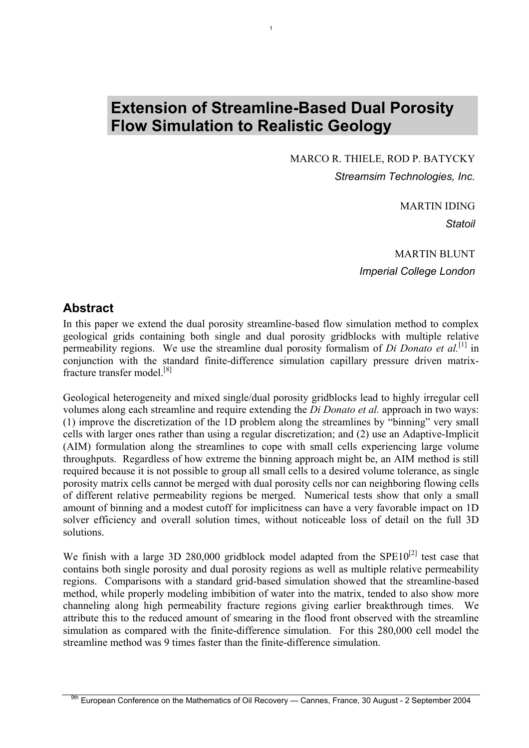# Extension of Streamline-Based Dual Porosity Flow Simulation to Realistic Geology

MARCO R. THIELE, ROD P. BATYCKY

*Streamsim Technologies, Inc.*

MARTIN IDING

*Statoil*

MARTIN BLUNT

*Imperial College London*

## Abstract

In this paper we extend the dual porosity streamline-based flow simulation method to complex geological grids containing both single and dual porosity gridblocks with multiple relative permeability regions. We use the streamline dual porosity formalism of *Di Donato et al.*[1] in conjunction with the standard finite-difference simulation capillary pressure driven matrix-fracture transfer model.[8]

Geological heterogeneity and mixed single/dual porosity gridblocks lead to highly irregular cell volumes along each streamline and require extending the *Di Donato et al.* approach in two ways: (1) improve the discretization of the 1D problem along the streamlines by "binning" very small cells with larger ones rather than using a regular discretization; and (2) use an Adaptive-Implicit (AIM) formulation along the streamlines to cope with small cells experiencing large volume throughputs. Regardless of how extreme the binning approach might be, an AIM method is still required because it is not possible to group all small cells to a desired volume tolerance, as single porosity matrix cells cannot be merged with dual porosity cells nor can neighboring flowing cells of different relative permeability regions be merged. Numerical tests show that only a small amount of binning and a modest cutoff for implicitness can have a very favorable impact on 1D solver efficiency and overall solution times, without noticeable loss of detail on the full 3D solutions.

We finish with a large 3D 280,000 gridblock model adapted from the SPE10[2] test case that contains both single porosity and dual porosity regions as well as multiple relative permeability regions. Comparisons with a standard grid-based simulation showed that the streamline-based method, while properly modeling imbibition of water into the matrix, tended to also show more channeling along high permeability fracture regions giving earlier breakthrough times. We attribute this to the reduced amount of smearing in the flood front observed with the streamline simulation as compared with the finite-difference simulation. For this 280,000 cell model the streamline method was 9 times faster than the finite-difference simulation.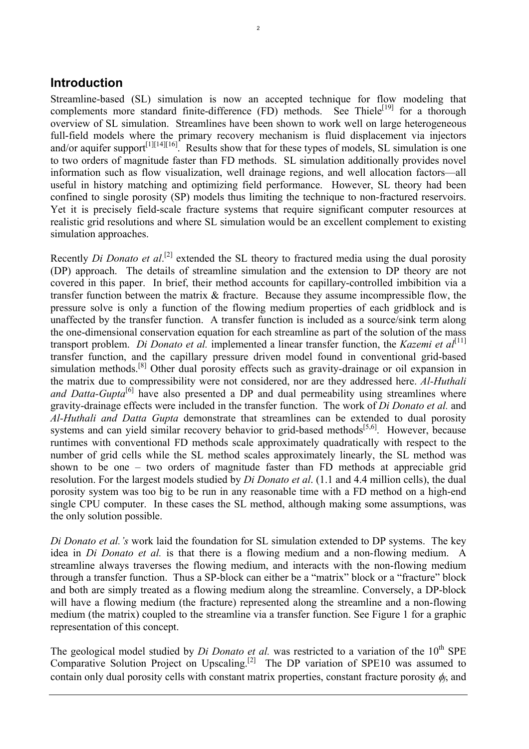## Introduction

Streamline-based (SL) simulation is now an accepted technique for flow modeling that complements more standard finite-difference (FD) methods. See Thiele[19] for a thorough overview of SL simulation. Streamlines have been shown to work well on large heterogeneous full-field models where the primary recovery mechanism is fluid displacement via injectors and/or aquifer support[1][14][16]. Results show that for these types of models, SL simulation is one to two orders of magnitude faster than FD methods. SL simulation additionally provides novel information such as flow visualization, well drainage regions, and well allocation factors—all useful in history matching and optimizing field performance. However, SL theory had been confined to single porosity (SP) models thus limiting the technique to non-fractured reservoirs. Yet it is precisely field-scale fracture systems that require significant computer resources at realistic grid resolutions and where SL simulation would be an excellent complement to existing simulation approaches.

Recently *Di Donato et al*.[2] extended the SL theory to fractured media using the dual porosity (DP) approach. The details of streamline simulation and the extension to DP theory are not covered in this paper. In brief, their method accounts for capillary-controlled imbibition via a transfer function between the matrix & fracture. Because they assume incompressible flow, the pressure solve is only a function of the flowing medium properties of each gridblock and is unaffected by the transfer function. A transfer function is included as a source/sink term along the one-dimensional conservation equation for each streamline as part of the solution of the mass transport problem. *Di Donato et al.* implemented a linear transfer function, the *Kazemi et al*[11] transfer function, and the capillary pressure driven model found in conventional grid-based simulation methods.[8] Other dual porosity effects such as gravity-drainage or oil expansion in the matrix due to compressibility were not considered, nor are they addressed here. *Al-Huthali and Datta-Gupta*[6] have also presented a DP and dual permeability using streamlines where gravity-drainage effects were included in the transfer function. The work of *Di Donato et al.* and *Al-Huthali and Datta Gupta* demonstrate that streamlines can be extended to dual porosity systems and can yield similar recovery behavior to grid-based methods[5,6]. However, because runtimes with conventional FD methods scale approximately quadratically with respect to the number of grid cells while the SL method scales approximately linearly, the SL method was shown to be one – two orders of magnitude faster than FD methods at appreciable grid resolution. For the largest models studied by *Di Donato et al*. (1.1 and 4.4 million cells), the dual porosity system was too big to be run in any reasonable time with a FD method on a high-end single CPU computer. In these cases the SL method, although making some assumptions, was the only solution possible.

*Di Donato et al.'s* work laid the foundation for SL simulation extended to DP systems. The key idea in *Di Donato et al.* is that there is a flowing medium and a non-flowing medium. A streamline always traverses the flowing medium, and interacts with the non-flowing medium through a transfer function. Thus a SP-block can either be a "matrix" block or a "fracture" block and both are simply treated as a flowing medium along the streamline. Conversely, a DP-block will have a flowing medium (the fracture) represented along the streamline and a non-flowing medium (the matrix) coupled to the streamline via a transfer function. See Figure 1 for a graphic representation of this concept.

The geological model studied by *Di Donato et al.* was restricted to a variation of the 10th SPE Comparative Solution Project on Upscaling.[2] The DP variation of SPE10 was assumed to contain only dual porosity cells with constant matrix properties, constant fracture porosity $\phi_f$, and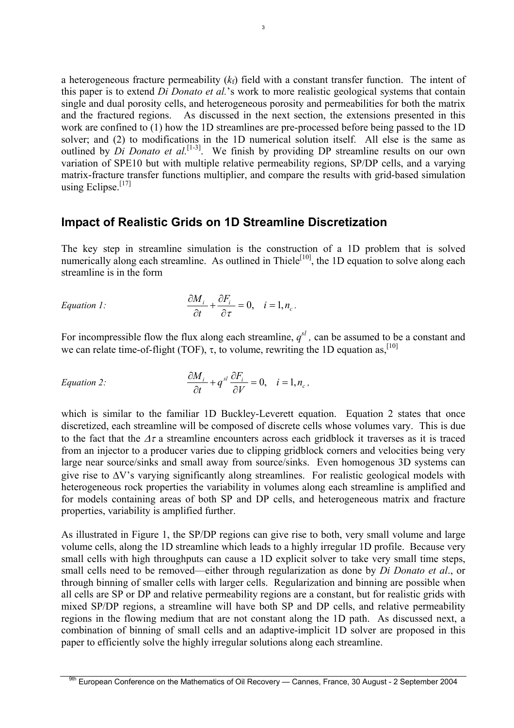a heterogeneous fracture permeability ($k_f$) field with a constant transfer function. The intent of this paper is to extend *Di Donato et al.*'s work to more realistic geological systems that contain single and dual porosity cells, and heterogeneous porosity and permeabilities for both the matrix and the fractured regions. As discussed in the next section, the extensions presented in this work are confined to (1) how the 1D streamlines are pre-processed before being passed to the 1D solver; and (2) to modifications in the 1D numerical solution itself. All else is the same as outlined by *Di Donato et al.*[1-3]. We finish by providing DP streamline results on our own variation of SPE10 but with multiple relative permeability regions, SP/DP cells, and a varying matrix-fracture transfer functions multiplier, and compare the results with grid-based simulation using Eclipse.[17]

## Impact of Realistic Grids on 1D Streamline Discretization

The key step in streamline simulation is the construction of a 1D problem that is solved numerically along each streamline. As outlined in Thiele[10], the 1D equation to solve along each streamline is in the form

*Equation 1:*

$$\frac{\partial M_i}{\partial t} + \frac{\partial F_i}{\partial \tau} = 0, \quad i = 1, n_c .$$

For incompressible flow the flux along each streamline, $q^{sl}$, can be assumed to be a constant and we can relate time-of-flight (TOF), $\tau$, to volume, rewriting the 1D equation as,[10]

*Equation 2:*

$$\frac{\partial M_i}{\partial t} + q^{sl} \frac{\partial F_i}{\partial V} = 0, \quad i = 1, n_c ,$$

which is similar to the familiar 1D Buckley-Leverett equation. Equation 2 states that once discretized, each streamline will be composed of discrete cells whose volumes vary. This is due to the fact that the $\Delta\tau$ a streamline encounters across each gridblock it traverses as it is traced from an injector to a producer varies due to clipping gridblock corners and velocities being very large near source/sinks and small away from source/sinks. Even homogenous 3D systems can give rise to $\Delta V$'s varying significantly along streamlines. For realistic geological models with heterogeneous rock properties the variability in volumes along each streamline is amplified and for models containing areas of both SP and DP cells, and heterogeneous matrix and fracture properties, variability is amplified further.

As illustrated in Figure 1, the SP/DP regions can give rise to both, very small volume and large volume cells, along the 1D streamline which leads to a highly irregular 1D profile. Because very small cells with high throughputs can cause a 1D explicit solver to take very small time steps, small cells need to be removed—either through regularization as done by *Di Donato et al*., or through binning of smaller cells with larger cells. Regularization and binning are possible when all cells are SP or DP and relative permeability regions are a constant, but for realistic grids with mixed SP/DP regions, a streamline will have both SP and DP cells, and relative permeability regions in the flowing medium that are not constant along the 1D path. As discussed next, a combination of binning of small cells and an adaptive-implicit 1D solver are proposed in this paper to efficiently solve the highly irregular solutions along each streamline.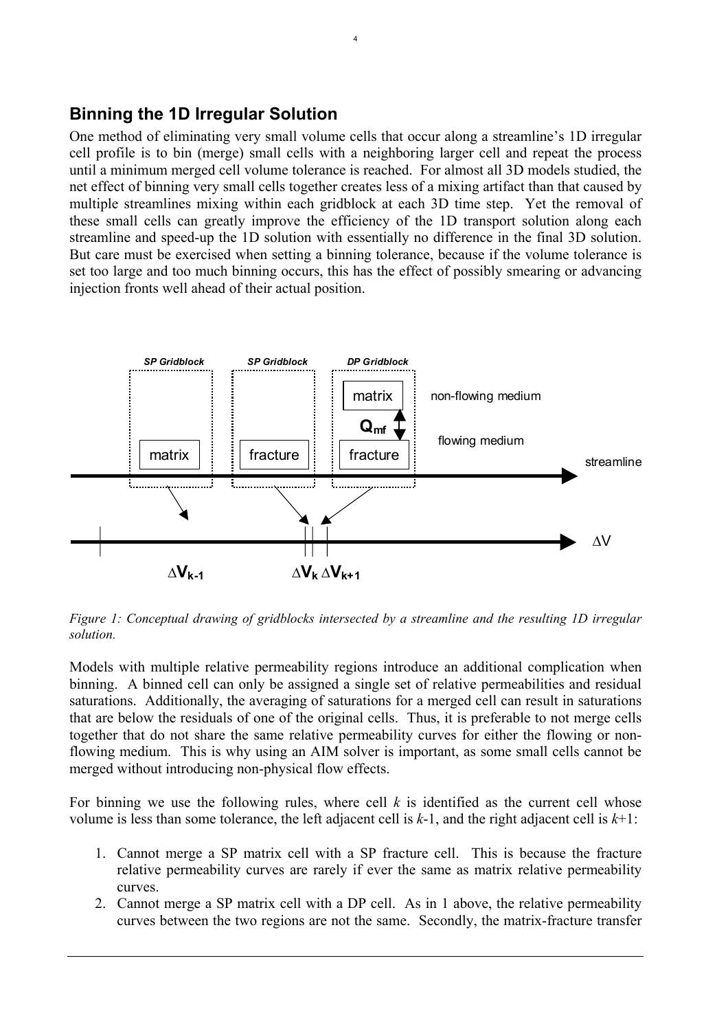## Binning the 1D Irregular Solution

One method of eliminating very small volume cells that occur along a streamline's 1D irregular cell profile is to bin (merge) small cells with a neighboring larger cell and repeat the process until a minimum merged cell volume tolerance is reached. For almost all 3D models studied, the net effect of binning very small cells together creates less of a mixing artifact than that caused by multiple streamlines mixing within each gridblock at each 3D time step. Yet the removal of these small cells can greatly improve the efficiency of the 1D transport solution along each streamline and speed-up the 1D solution with essentially no difference in the final 3D solution. But care must be exercised when setting a binning tolerance, because if the volume tolerance is set too large and too much binning occurs, this has the effect of possibly smearing or advancing injection fronts well ahead of their actual position.

*Figure 1: Conceptual drawing of gridblocks intersected by a streamline and the resulting 1D irregular solution.*

Models with multiple relative permeability regions introduce an additional complication when binning. A binned cell can only be assigned a single set of relative permeabilities and residual saturations. Additionally, the averaging of saturations for a merged cell can result in saturations that are below the residuals of one of the original cells. Thus, it is preferable to not merge cells together that do not share the same relative permeability curves for either the flowing or non-flowing medium. This is why using an AIM solver is important, as some small cells cannot be merged without introducing non-physical flow effects.

For binning we use the following rules, where cell $k$ is identified as the current cell whose volume is less than some tolerance, the left adjacent cell is $k$-1, and the right adjacent cell is $k$+1:

1. Cannot merge a SP matrix cell with a SP fracture cell. This is because the fracture relative permeability curves are rarely if ever the same as matrix relative permeability curves.
2. Cannot merge a SP matrix cell with a DP cell. As in 1 above, the relative permeability curves between the two regions are not the same. Secondly, the matrix-fracture transfer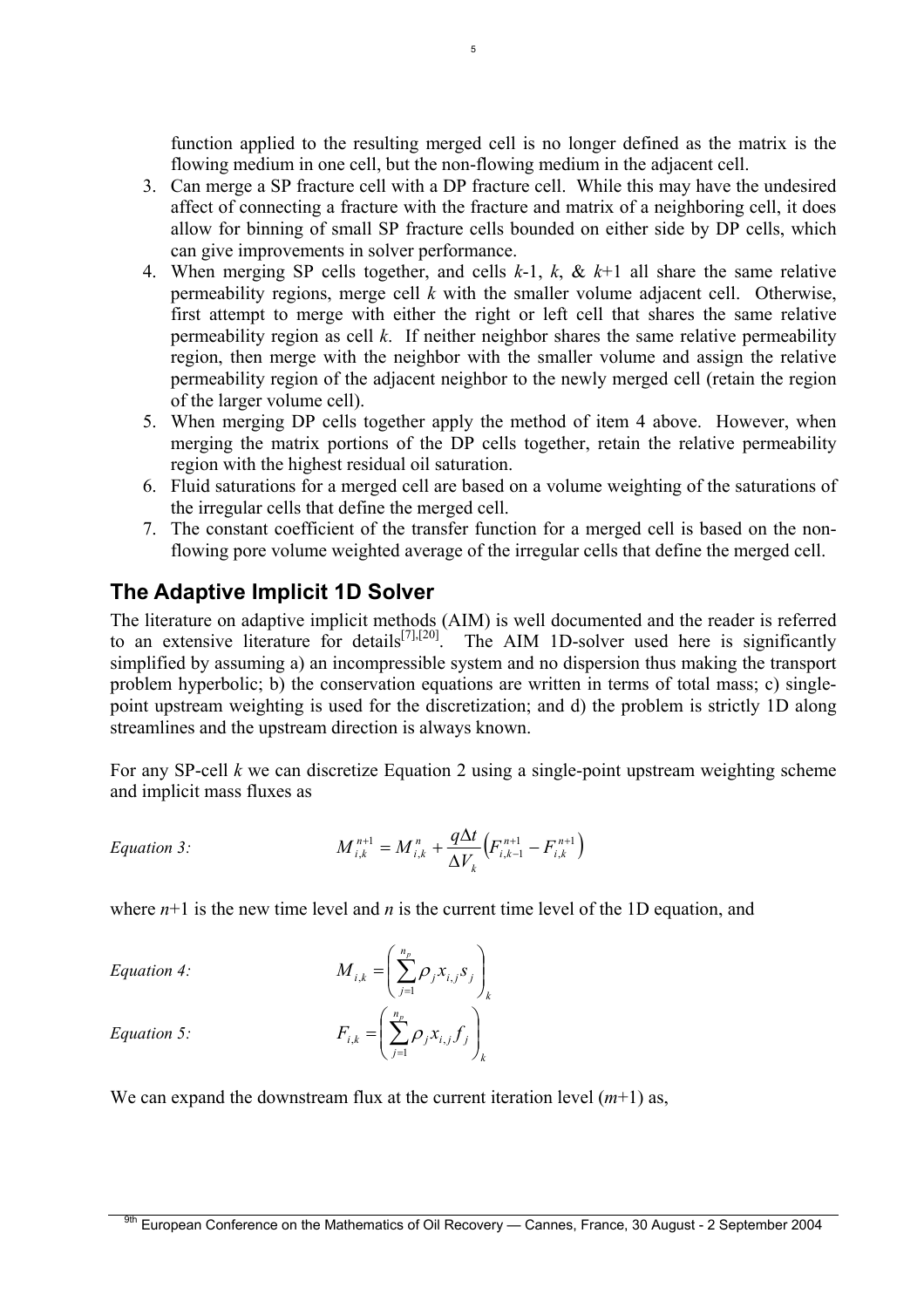function applied to the resulting merged cell is no longer defined as the matrix is the flowing medium in one cell, but the non-flowing medium in the adjacent cell.

3. Can merge a SP fracture cell with a DP fracture cell. While this may have the undesired affect of connecting a fracture with the fracture and matrix of a neighboring cell, it does allow for binning of small SP fracture cells bounded on either side by DP cells, which can give improvements in solver performance.
4. When merging SP cells together, and cells *k*-1, *k*, & *k*+1 all share the same relative permeability regions, merge cell *k* with the smaller volume adjacent cell. Otherwise, first attempt to merge with either the right or left cell that shares the same relative permeability region as cell *k*. If neither neighbor shares the same relative permeability region, then merge with the neighbor with the smaller volume and assign the relative permeability region of the adjacent neighbor to the newly merged cell (retain the region of the larger volume cell).
5. When merging DP cells together apply the method of item 4 above. However, when merging the matrix portions of the DP cells together, retain the relative permeability region with the highest residual oil saturation.
6. Fluid saturations for a merged cell are based on a volume weighting of the saturations of the irregular cells that define the merged cell.
7. The constant coefficient of the transfer function for a merged cell is based on the non-flowing pore volume weighted average of the irregular cells that define the merged cell.

## The Adaptive Implicit 1D Solver

The literature on adaptive implicit methods (AIM) is well documented and the reader is referred to an extensive literature for details[7],[20]. The AIM 1D-solver used here is significantly simplified by assuming a) an incompressible system and no dispersion thus making the transport problem hyperbolic; b) the conservation equations are written in terms of total mass; c) single-point upstream weighting is used for the discretization; and d) the problem is strictly 1D along streamlines and the upstream direction is always known.

For any SP-cell *k* we can discretize Equation 2 using a single-point upstream weighting scheme and implicit mass fluxes as

*Equation 3:*

$$M_{i,k}^{n+1} = M_{i,k}^{n} + \frac{q\Delta t}{\Delta V_k}\left(F_{i,k-1}^{n+1} - F_{i,k}^{n+1}\right)$$

where *n*+1 is the new time level and *n* is the current time level of the 1D equation, and

*Equation 4:*

$$M_{i,k} = \left(\sum_{j=1}^{n_p} \rho_j x_{i,j} s_j\right)_k$$

*Equation 5:*

$$F_{i,k} = \left(\sum_{j=1}^{n_p} \rho_j x_{i,j} f_j\right)_k$$

We can expand the downstream flux at the current iteration level (*m*+1) as,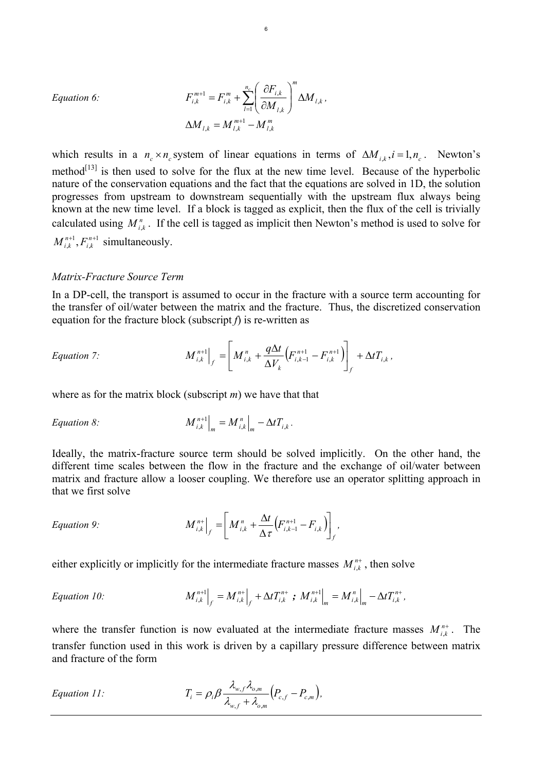*Equation 6:*

$$F_{i,k}^{m+1} = F_{i,k}^{m} + \sum_{l=1}^{n_c} \left( \frac{\partial F_{i,k}}{\partial M_{l,k}} \right)^m \Delta M_{l,k},$$

$$\Delta M_{l,k} = M_{l,k}^{m+1} - M_{l,k}^{m}$$

which results in a $n_c \times n_c$ system of linear equations in terms of $\Delta M_{i,k}, i = 1, n_c$. Newton's method[13] is then used to solve for the flux at the new time level. Because of the hyperbolic nature of the conservation equations and the fact that the equations are solved in 1D, the solution progresses from upstream to downstream sequentially with the upstream flux always being known at the new time level. If a block is tagged as explicit, then the flux of the cell is trivially calculated using $M_{i,k}^{n}$. If the cell is tagged as implicit then Newton's method is used to solve for $M_{i,k}^{n+1}, F_{i,k}^{n+1}$ simultaneously.

*Matrix-Fracture Source Term*

In a DP-cell, the transport is assumed to occur in the fracture with a source term accounting for the transfer of oil/water between the matrix and the fracture. Thus, the discretized conservation equation for the fracture block (subscript *f*) is re-written as

*Equation 7:*

$$M_{i,k}^{n+1}\Big|_f = \left[ M_{i,k}^{n} + \frac{q \Delta t}{\Delta V_k} \left( F_{i,k-1}^{n+1} - F_{i,k}^{n+1} \right) \right]_f + \Delta t T_{i,k},$$

where as for the matrix block (subscript *m*) we have that that

*Equation 8:*

$$M_{i,k}^{n+1}\Big|_m = M_{i,k}^{n}\Big|_m - \Delta t T_{i,k}.$$

Ideally, the matrix-fracture source term should be solved implicitly. On the other hand, the different time scales between the flow in the fracture and the exchange of oil/water between matrix and fracture allow a looser coupling. We therefore use an operator splitting approach in that we first solve

*Equation 9:*

$$M_{i,k}^{n+}\Big|_f = \left[ M_{i,k}^{n} + \frac{\Delta t}{\Delta \tau} \left( F_{i,k-1}^{n+1} - F_{i,k} \right) \right]_f,$$

either explicitly or implicitly for the intermediate fracture masses $M_{i,k}^{n+}$, then solve

*Equation 10:*

$$M_{i,k}^{n+1}\Big|_f = M_{i,k}^{n+}\Big|_f + \Delta t T_{i,k}^{n+} \; ; \; M_{i,k}^{n+1}\Big|_m = M_{i,k}^{n}\Big|_m - \Delta t T_{i,k}^{n+},$$

where the transfer function is now evaluated at the intermediate fracture masses $M_{i,k}^{n+}$. The transfer function used in this work is driven by a capillary pressure difference between matrix and fracture of the form

*Equation 11:*

$$T_i = \rho_i \beta \frac{\lambda_{w,f} \lambda_{o,m}}{\lambda_{w,f} + \lambda_{o,m}} \left( P_{c,f} - P_{c,m} \right),$$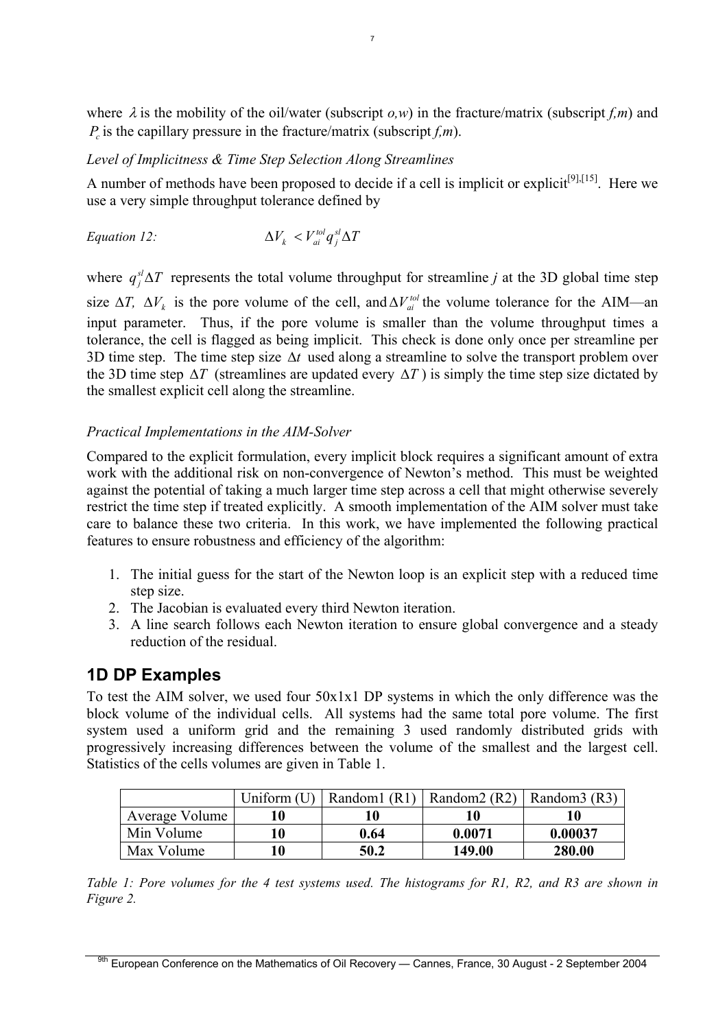where $\lambda$ is the mobility of the oil/water (subscript *o,w*) in the fracture/matrix (subscript *f,m*) and $P_c$ is the capillary pressure in the fracture/matrix (subscript *f,m*).

*Level of Implicitness & Time Step Selection Along Streamlines*

A number of methods have been proposed to decide if a cell is implicit or explicit[9],[15]. Here we use a very simple throughput tolerance defined by

*Equation 12:*

$$\Delta V_k < V_{ai}^{tol} q_j^{sl} \Delta T$$

where $q_j^{sl} \Delta T$ represents the total volume throughput for streamline *j* at the 3D global time step size $\Delta T$, $\Delta V_k$ is the pore volume of the cell, and $\Delta V_{ai}^{tol}$ the volume tolerance for the AIM—an input parameter. Thus, if the pore volume is smaller than the volume throughput times a tolerance, the cell is flagged as being implicit. This check is done only once per streamline per 3D time step. The time step size $\Delta t$ used along a streamline to solve the transport problem over the 3D time step $\Delta T$ (streamlines are updated every $\Delta T$) is simply the time step size dictated by the smallest explicit cell along the streamline.

*Practical Implementations in the AIM-Solver*

Compared to the explicit formulation, every implicit block requires a significant amount of extra work with the additional risk on non-convergence of Newton's method. This must be weighted against the potential of taking a much larger time step across a cell that might otherwise severely restrict the time step if treated explicitly. A smooth implementation of the AIM solver must take care to balance these two criteria. In this work, we have implemented the following practical features to ensure robustness and efficiency of the algorithm:

1. The initial guess for the start of the Newton loop is an explicit step with a reduced time step size.
2. The Jacobian is evaluated every third Newton iteration.
3. A line search follows each Newton iteration to ensure global convergence and a steady reduction of the residual.

## 1D DP Examples

To test the AIM solver, we used four 50x1x1 DP systems in which the only difference was the block volume of the individual cells. All systems had the same total pore volume. The first system used a uniform grid and the remaining 3 used randomly distributed grids with progressively increasing differences between the volume of the smallest and the largest cell. Statistics of the cells volumes are given in Table 1.

| | Uniform (U) | Random1 (R1) | Random2 (R2) | Random3 (R3) |
|---|---|---|---|---|
| Average Volume | **10** | **10** | **10** | **10** |
| Min Volume | **10** | **0.64** | **0.0071** | **0.00037** |
| Max Volume | **10** | **50.2** | **149.00** | **280.00** |

*Table 1: Pore volumes for the 4 test systems used. The histograms for R1, R2, and R3 are shown in Figure 2.*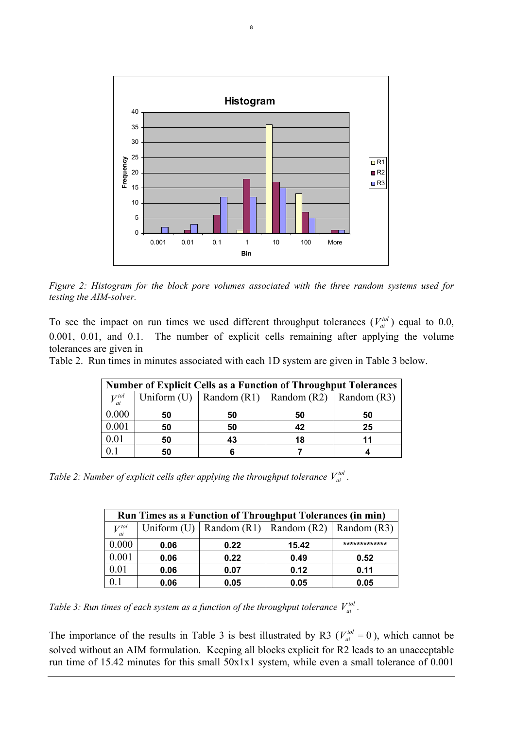*Figure 2: Histogram for the block pore volumes associated with the three random systems used for testing the AIM-solver.*

To see the impact on run times we used different throughput tolerances ($V_{ai}^{tol}$) equal to 0.0, 0.001, 0.01, and 0.1. The number of explicit cells remaining after applying the volume tolerances are given in

Table 2. Run times in minutes associated with each 1D system are given in Table 3 below.

| **Number of Explicit Cells as a Function of Throughput Tolerances** | | | | |
|---|---|---|---|---|
| $V_{ai}^{tol}$ | Uniform (U) | Random (R1) | Random (R2) | Random (R3) |
| 0.000 | **50** | **50** | **50** | **50** |
| 0.001 | **50** | **50** | **42** | **25** |
| 0.01 | **50** | **43** | **18** | **11** |
| 0.1 | **50** | **6** | **7** | **4** |

*Table 2: Number of explicit cells after applying the throughput tolerance $V_{ai}^{tol}$.*

| **Run Times as a Function of Throughput Tolerances (in min)** | | | | |
|---|---|---|---|---|
| $V_{ai}^{tol}$ | Uniform (U) | Random (R1) | Random (R2) | Random (R3) |
| 0.000 | **0.06** | **0.22** | **15.42** | ************* |
| 0.001 | **0.06** | **0.22** | **0.49** | **0.52** |
| 0.01 | **0.06** | **0.07** | **0.12** | **0.11** |
| 0.1 | **0.06** | **0.05** | **0.05** | **0.05** |

*Table 3: Run times of each system as a function of the throughput tolerance $V_{ai}^{tol}$.*

The importance of the results in Table 3 is best illustrated by R3 ($V_{ai}^{tol} = 0$), which cannot be solved without an AIM formulation. Keeping all blocks explicit for R2 leads to an unacceptable run time of 15.42 minutes for this small 50x1x1 system, while even a small tolerance of 0.001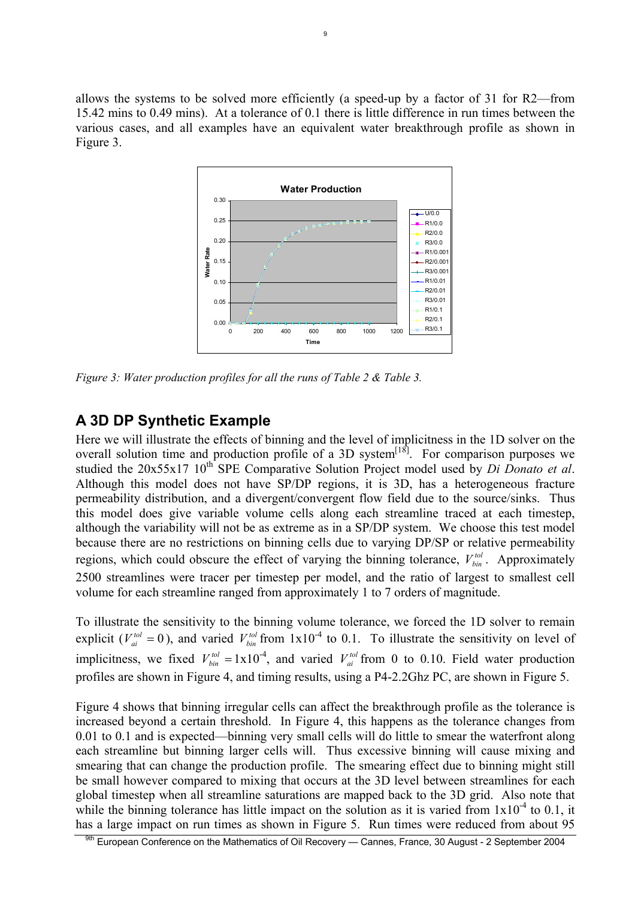allows the systems to be solved more efficiently (a speed-up by a factor of 31 for R2—from 15.42 mins to 0.49 mins). At a tolerance of 0.1 there is little difference in run times between the various cases, and all examples have an equivalent water breakthrough profile as shown in Figure 3.

*Figure 3: Water production profiles for all the runs of Table 2 & Table 3.*

## A 3D DP Synthetic Example

Here we will illustrate the effects of binning and the level of implicitness in the 1D solver on the overall solution time and production profile of a 3D system[18]. For comparison purposes we studied the 20x55x17 10th SPE Comparative Solution Project model used by *Di Donato et al*. Although this model does not have SP/DP regions, it is 3D, has a heterogeneous fracture permeability distribution, and a divergent/convergent flow field due to the source/sinks. Thus this model does give variable volume cells along each streamline traced at each timestep, although the variability will not be as extreme as in a SP/DP system. We choose this test model because there are no restrictions on binning cells due to varying DP/SP or relative permeability regions, which could obscure the effect of varying the binning tolerance, $V_{bin}^{tol}$. Approximately 2500 streamlines were tracer per timestep per model, and the ratio of largest to smallest cell volume for each streamline ranged from approximately 1 to 7 orders of magnitude.

To illustrate the sensitivity to the binning volume tolerance, we forced the 1D solver to remain explicit ($V_{ai}^{tol} = 0$), and varied $V_{bin}^{tol}$ from $1\text{x}10^{-4}$ to 0.1. To illustrate the sensitivity on level of implicitness, we fixed $V_{bin}^{tol} = 1\text{x}10^{-4}$, and varied $V_{ai}^{tol}$ from 0 to 0.10. Field water production profiles are shown in Figure 4, and timing results, using a P4-2.2Ghz PC, are shown in Figure 5.

Figure 4 shows that binning irregular cells can affect the breakthrough profile as the tolerance is increased beyond a certain threshold. In Figure 4, this happens as the tolerance changes from 0.01 to 0.1 and is expected—binning very small cells will do little to smear the waterfront along each streamline but binning larger cells will. Thus excessive binning will cause mixing and smearing that can change the production profile. The smearing effect due to binning might still be small however compared to mixing that occurs at the 3D level between streamlines for each global timestep when all streamline saturations are mapped back to the 3D grid. Also note that while the binning tolerance has little impact on the solution as it is varied from $1\text{x}10^{-4}$ to 0.1, it has a large impact on run times as shown in Figure 5. Run times were reduced from about 95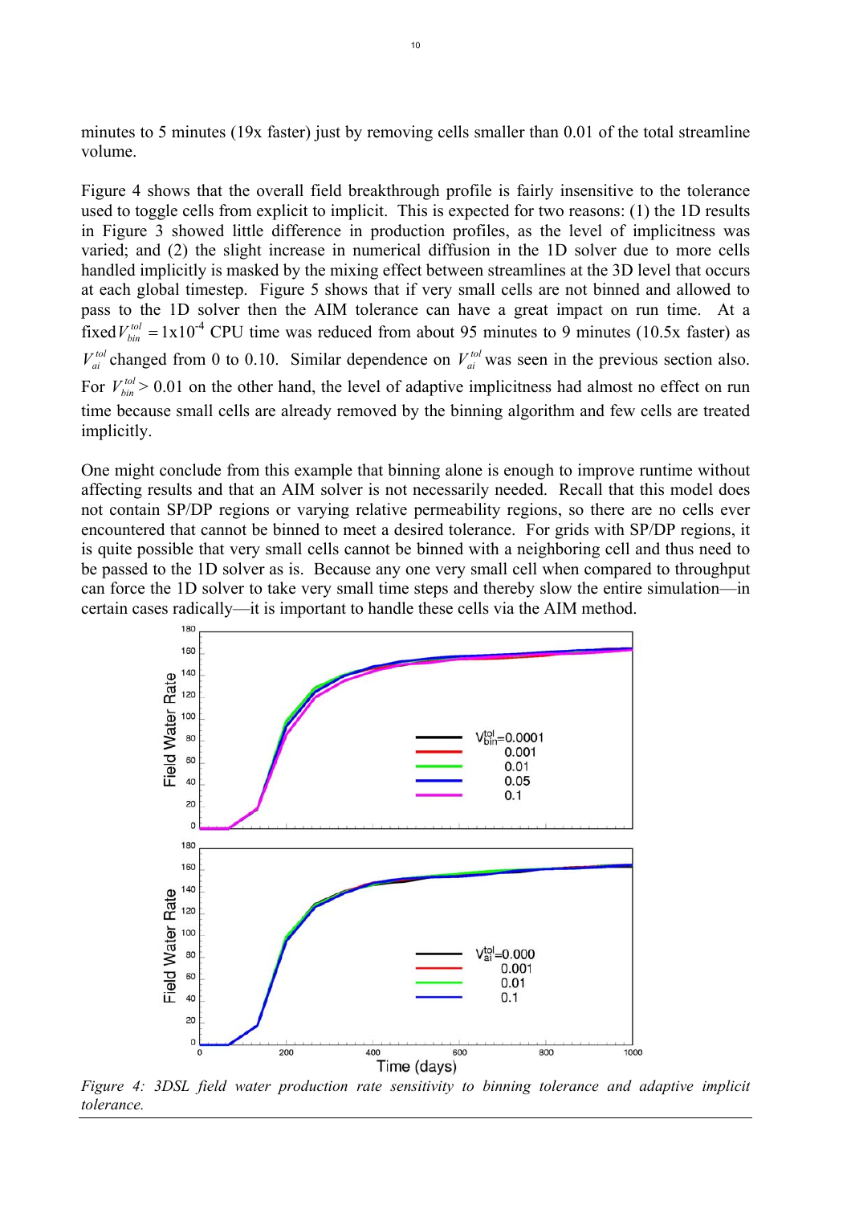minutes to 5 minutes (19x faster) just by removing cells smaller than 0.01 of the total streamline volume.

Figure 4 shows that the overall field breakthrough profile is fairly insensitive to the tolerance used to toggle cells from explicit to implicit. This is expected for two reasons: (1) the 1D results in Figure 3 showed little difference in production profiles, as the level of implicitness was varied; and (2) the slight increase in numerical diffusion in the 1D solver due to more cells handled implicitly is masked by the mixing effect between streamlines at the 3D level that occurs at each global timestep. Figure 5 shows that if very small cells are not binned and allowed to pass to the 1D solver then the AIM tolerance can have a great impact on run time. At a fixed $V_{bin}^{tol} = 1\text{x}10^{-4}$ CPU time was reduced from about 95 minutes to 9 minutes (10.5x faster) as $V_{ai}^{tol}$ changed from 0 to 0.10. Similar dependence on $V_{ai}^{tol}$ was seen in the previous section also. For $V_{bin}^{tol} > 0.01$ on the other hand, the level of adaptive implicitness had almost no effect on run time because small cells are already removed by the binning algorithm and few cells are treated implicitly.

One might conclude from this example that binning alone is enough to improve runtime without affecting results and that an AIM solver is not necessarily needed. Recall that this model does not contain SP/DP regions or varying relative permeability regions, so there are no cells ever encountered that cannot be binned to meet a desired tolerance. For grids with SP/DP regions, it is quite possible that very small cells cannot be binned with a neighboring cell and thus need to be passed to the 1D solver as is. Because any one very small cell when compared to throughput can force the 1D solver to take very small time steps and thereby slow the entire simulation—in certain cases radically—it is important to handle these cells via the AIM method.

*Figure 4: 3DSL field water production rate sensitivity to binning tolerance and adaptive implicit tolerance.*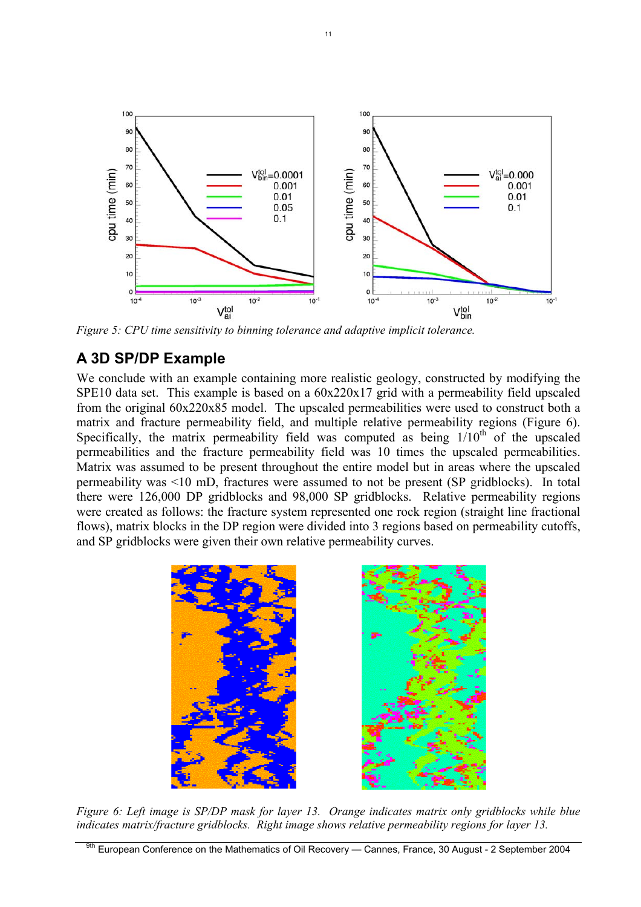*Figure 5: CPU time sensitivity to binning tolerance and adaptive implicit tolerance.*

## A 3D SP/DP Example

We conclude with an example containing more realistic geology, constructed by modifying the SPE10 data set. This example is based on a 60x220x17 grid with a permeability field upscaled from the original 60x220x85 model. The upscaled permeabilities were used to construct both a matrix and fracture permeability field, and multiple relative permeability regions (Figure 6). Specifically, the matrix permeability field was computed as being 1/10th of the upscaled permeabilities and the fracture permeability field was 10 times the upscaled permeabilities. Matrix was assumed to be present throughout the entire model but in areas where the upscaled permeability was <10 mD, fractures were assumed to not be present (SP gridblocks). In total there were 126,000 DP gridblocks and 98,000 SP gridblocks. Relative permeability regions were created as follows: the fracture system represented one rock region (straight line fractional flows), matrix blocks in the DP region were divided into 3 regions based on permeability cutoffs, and SP gridblocks were given their own relative permeability curves.

*Figure 6: Left image is SP/DP mask for layer 13. Orange indicates matrix only gridblocks while blue indicates matrix/fracture gridblocks. Right image shows relative permeability regions for layer 13.*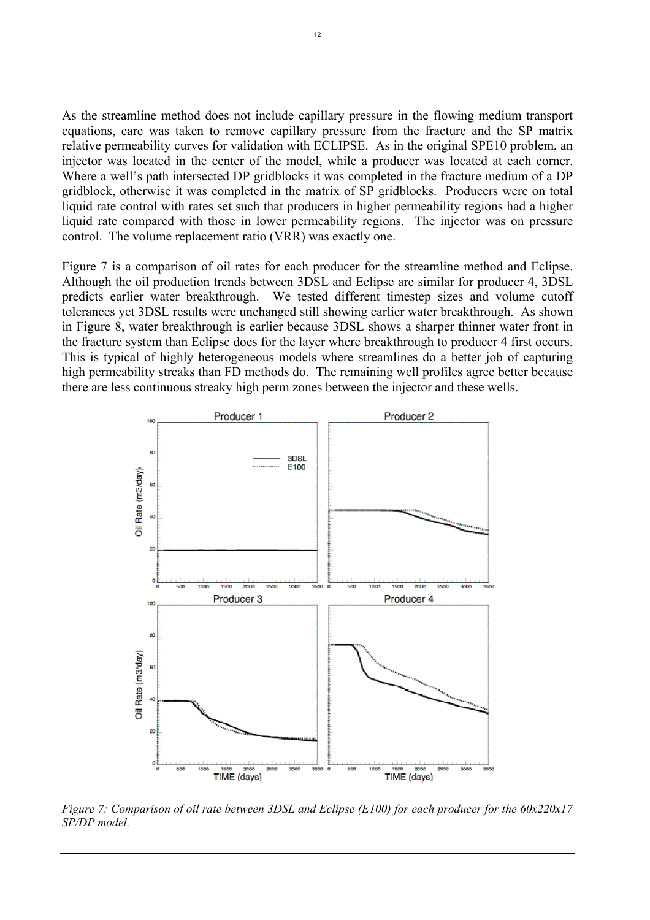As the streamline method does not include capillary pressure in the flowing medium transport equations, care was taken to remove capillary pressure from the fracture and the SP matrix relative permeability curves for validation with ECLIPSE. As in the original SPE10 problem, an injector was located in the center of the model, while a producer was located at each corner. Where a well's path intersected DP gridblocks it was completed in the fracture medium of a DP gridblock, otherwise it was completed in the matrix of SP gridblocks. Producers were on total liquid rate control with rates set such that producers in higher permeability regions had a higher liquid rate compared with those in lower permeability regions. The injector was on pressure control. The volume replacement ratio (VRR) was exactly one.

Figure 7 is a comparison of oil rates for each producer for the streamline method and Eclipse. Although the oil production trends between 3DSL and Eclipse are similar for producer 4, 3DSL predicts earlier water breakthrough. We tested different timestep sizes and volume cutoff tolerances yet 3DSL results were unchanged still showing earlier water breakthrough. As shown in Figure 8, water breakthrough is earlier because 3DSL shows a sharper thinner water front in the fracture system than Eclipse does for the layer where breakthrough to producer 4 first occurs. This is typical of highly heterogeneous models where streamlines do a better job of capturing high permeability streaks than FD methods do. The remaining well profiles agree better because there are less continuous streaky high perm zones between the injector and these wells.

*Figure 7: Comparison of oil rate between 3DSL and Eclipse (E100) for each producer for the 60x220x17 SP/DP model.*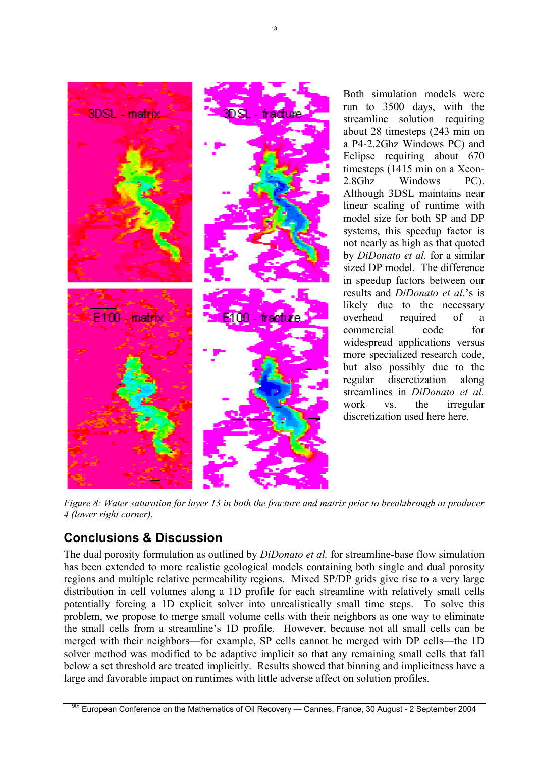Both simulation models were run to 3500 days, with the streamline solution requiring about 28 timesteps (243 min on a P4-2.2Ghz Windows PC) and Eclipse requiring about 670 timesteps (1415 min on a Xeon-2.8Ghz Windows PC). Although 3DSL maintains near linear scaling of runtime with model size for both SP and DP systems, this speedup factor is not nearly as high as that quoted by *DiDonato et al.* for a similar sized DP model. The difference in speedup factors between our results and *DiDonato et al*.'s is likely due to the necessary overhead required of a commercial code for widespread applications versus more specialized research code, but also possibly due to the regular discretization along streamlines in *DiDonato et al.* work vs. the irregular discretization used here here.

*Figure 8: Water saturation for layer 13 in both the fracture and matrix prior to breakthrough at producer 4 (lower right corner).*

## Conclusions & Discussion

The dual porosity formulation as outlined by *DiDonato et al.* for streamline-base flow simulation has been extended to more realistic geological models containing both single and dual porosity regions and multiple relative permeability regions. Mixed SP/DP grids give rise to a very large distribution in cell volumes along a 1D profile for each streamline with relatively small cells potentially forcing a 1D explicit solver into unrealistically small time steps. To solve this problem, we propose to merge small volume cells with their neighbors as one way to eliminate the small cells from a streamline's 1D profile. However, because not all small cells can be merged with their neighbors—for example, SP cells cannot be merged with DP cells—the 1D solver method was modified to be adaptive implicit so that any remaining small cells that fall below a set threshold are treated implicitly. Results showed that binning and implicitness have a large and favorable impact on runtimes with little adverse affect on solution profiles.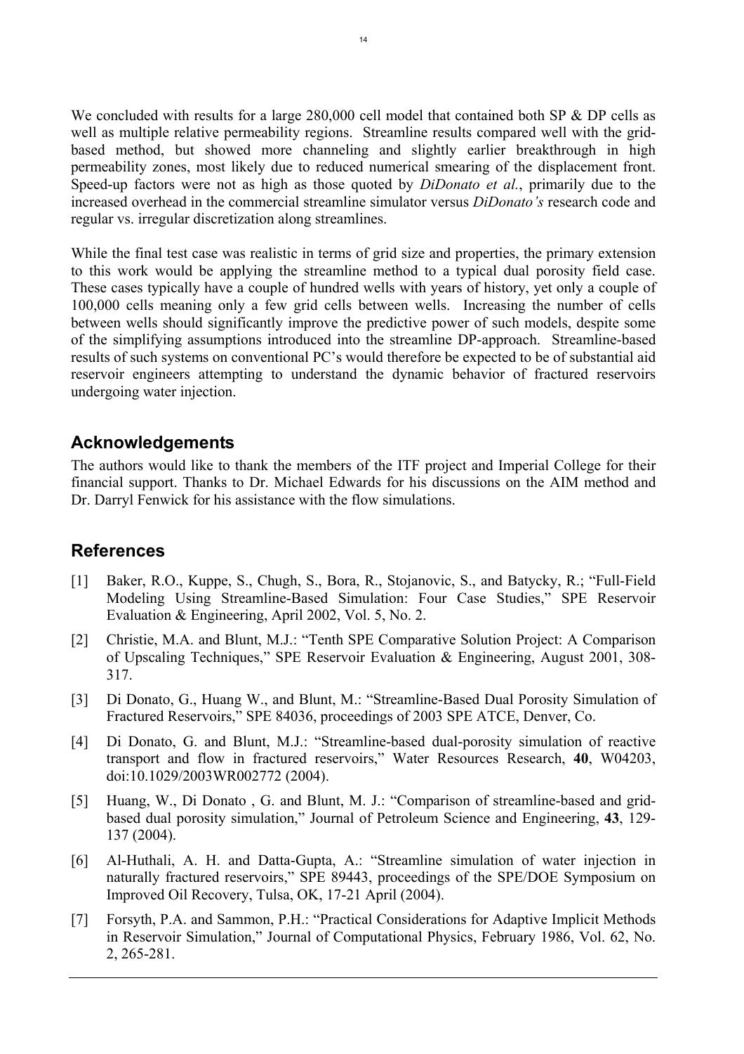We concluded with results for a large 280,000 cell model that contained both SP & DP cells as well as multiple relative permeability regions. Streamline results compared well with the grid-based method, but showed more channeling and slightly earlier breakthrough in high permeability zones, most likely due to reduced numerical smearing of the displacement front. Speed-up factors were not as high as those quoted by *DiDonato et al.*, primarily due to the increased overhead in the commercial streamline simulator versus *DiDonato's* research code and regular vs. irregular discretization along streamlines.

While the final test case was realistic in terms of grid size and properties, the primary extension to this work would be applying the streamline method to a typical dual porosity field case. These cases typically have a couple of hundred wells with years of history, yet only a couple of 100,000 cells meaning only a few grid cells between wells. Increasing the number of cells between wells should significantly improve the predictive power of such models, despite some of the simplifying assumptions introduced into the streamline DP-approach. Streamline-based results of such systems on conventional PC's would therefore be expected to be of substantial aid reservoir engineers attempting to understand the dynamic behavior of fractured reservoirs undergoing water injection.

## Acknowledgements

The authors would like to thank the members of the ITF project and Imperial College for their financial support. Thanks to Dr. Michael Edwards for his discussions on the AIM method and Dr. Darryl Fenwick for his assistance with the flow simulations.

## References

[1] Baker, R.O., Kuppe, S., Chugh, S., Bora, R., Stojanovic, S., and Batycky, R.; "Full-Field Modeling Using Streamline-Based Simulation: Four Case Studies," SPE Reservoir Evaluation & Engineering, April 2002, Vol. 5, No. 2.

[2] Christie, M.A. and Blunt, M.J.: "Tenth SPE Comparative Solution Project: A Comparison of Upscaling Techniques," SPE Reservoir Evaluation & Engineering, August 2001, 308-317.

[3] Di Donato, G., Huang W., and Blunt, M.: "Streamline-Based Dual Porosity Simulation of Fractured Reservoirs," SPE 84036, proceedings of 2003 SPE ATCE, Denver, Co.

[4] Di Donato, G. and Blunt, M.J.: "Streamline-based dual-porosity simulation of reactive transport and flow in fractured reservoirs," Water Resources Research, **40**, W04203, doi:10.1029/2003WR002772 (2004).

[5] Huang, W., Di Donato , G. and Blunt, M. J.: "Comparison of streamline-based and grid-based dual porosity simulation," Journal of Petroleum Science and Engineering, **43**, 129-137 (2004).

[6] Al-Huthali, A. H. and Datta-Gupta, A.: "Streamline simulation of water injection in naturally fractured reservoirs," SPE 89443, proceedings of the SPE/DOE Symposium on Improved Oil Recovery, Tulsa, OK, 17-21 April (2004).

[7] Forsyth, P.A. and Sammon, P.H.: "Practical Considerations for Adaptive Implicit Methods in Reservoir Simulation," Journal of Computational Physics, February 1986, Vol. 62, No. 2, 265-281.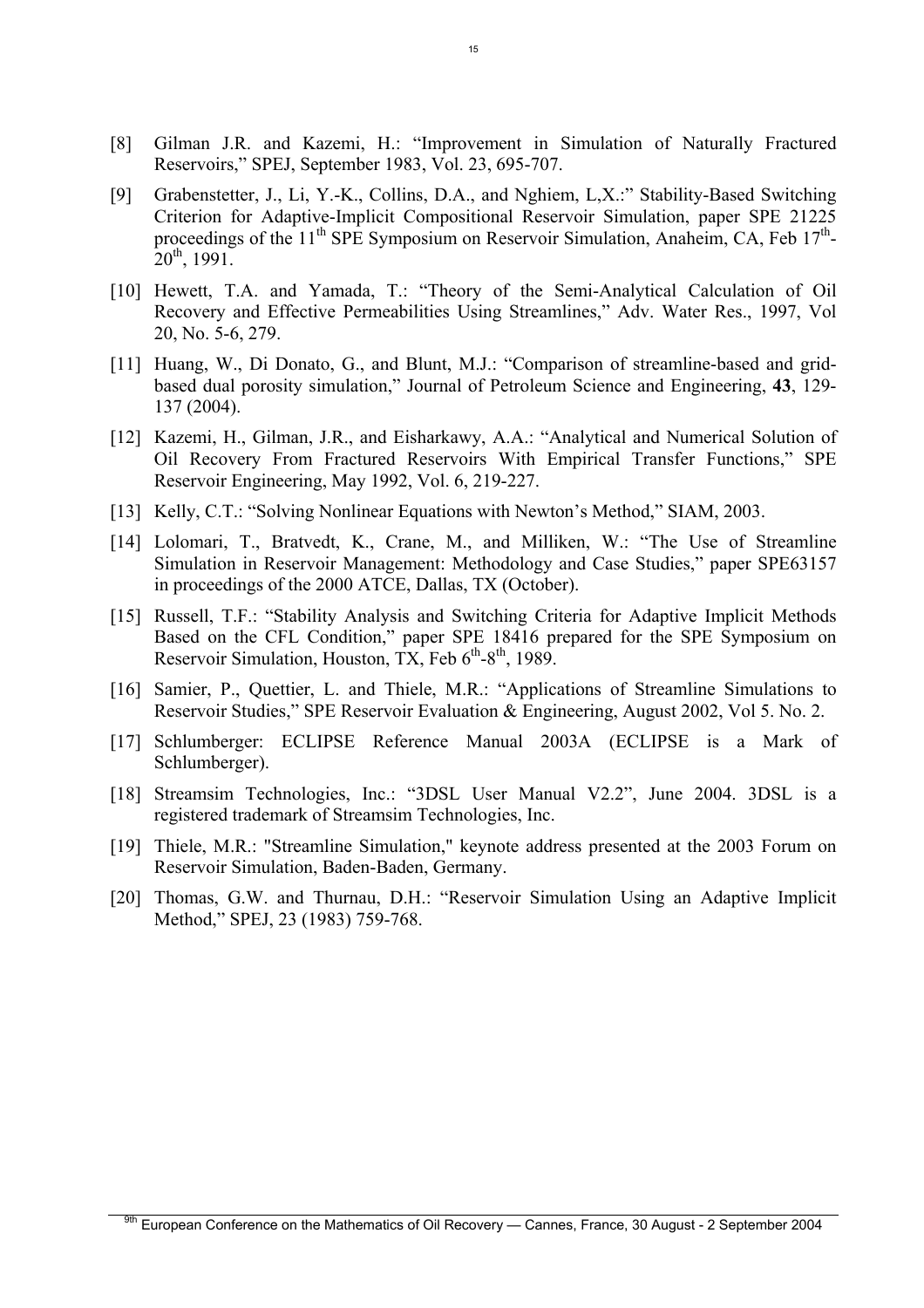[8] Gilman J.R. and Kazemi, H.: "Improvement in Simulation of Naturally Fractured Reservoirs," SPEJ, September 1983, Vol. 23, 695-707.

[9] Grabenstetter, J., Li, Y.-K., Collins, D.A., and Nghiem, L,X.:" Stability-Based Switching Criterion for Adaptive-Implicit Compositional Reservoir Simulation, paper SPE 21225 proceedings of the 11th SPE Symposium on Reservoir Simulation, Anaheim, CA, Feb 17th-20th, 1991.

[10] Hewett, T.A. and Yamada, T.: "Theory of the Semi-Analytical Calculation of Oil Recovery and Effective Permeabilities Using Streamlines," Adv. Water Res., 1997, Vol 20, No. 5-6, 279.

[11] Huang, W., Di Donato, G., and Blunt, M.J.: "Comparison of streamline-based and grid-based dual porosity simulation," Journal of Petroleum Science and Engineering, **43**, 129-137 (2004).

[12] Kazemi, H., Gilman, J.R., and Eisharkawy, A.A.: "Analytical and Numerical Solution of Oil Recovery From Fractured Reservoirs With Empirical Transfer Functions," SPE Reservoir Engineering, May 1992, Vol. 6, 219-227.

[13] Kelly, C.T.: "Solving Nonlinear Equations with Newton's Method," SIAM, 2003.

[14] Lolomari, T., Bratvedt, K., Crane, M., and Milliken, W.: "The Use of Streamline Simulation in Reservoir Management: Methodology and Case Studies," paper SPE63157 in proceedings of the 2000 ATCE, Dallas, TX (October).

[15] Russell, T.F.: "Stability Analysis and Switching Criteria for Adaptive Implicit Methods Based on the CFL Condition," paper SPE 18416 prepared for the SPE Symposium on Reservoir Simulation, Houston, TX, Feb 6th-8th, 1989.

[16] Samier, P., Quettier, L. and Thiele, M.R.: "Applications of Streamline Simulations to Reservoir Studies," SPE Reservoir Evaluation & Engineering, August 2002, Vol 5. No. 2.

[17] Schlumberger: ECLIPSE Reference Manual 2003A (ECLIPSE is a Mark of Schlumberger).

[18] Streamsim Technologies, Inc.: "3DSL User Manual V2.2", June 2004. 3DSL is a registered trademark of Streamsim Technologies, Inc.

[19] Thiele, M.R.: "Streamline Simulation," keynote address presented at the 2003 Forum on Reservoir Simulation, Baden-Baden, Germany.

[20] Thomas, G.W. and Thurnau, D.H.: "Reservoir Simulation Using an Adaptive Implicit Method," SPEJ, 23 (1983) 759-768.